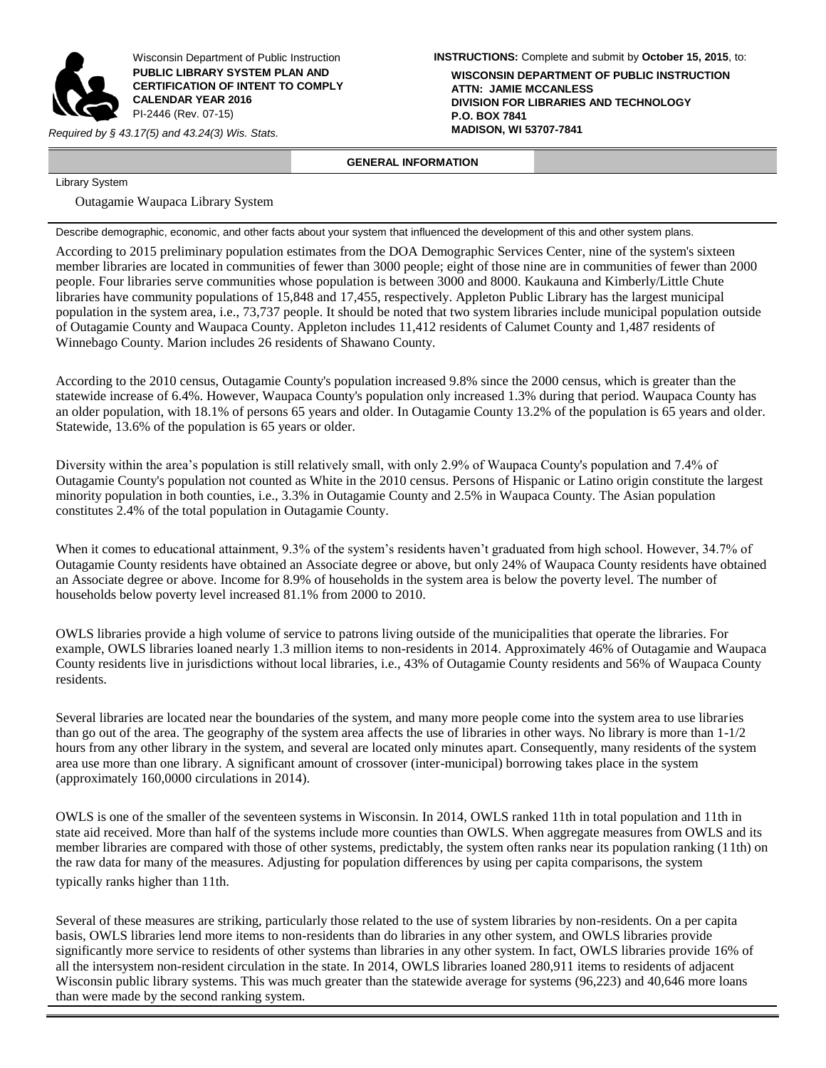Wisconsin Department of Public Instruction
**PUBLIC LIBRARY SYSTEM PLAN AND CERTIFICATION OF INTENT TO COMPLY CALENDAR YEAR 2016**
PI-2446 (Rev. 07-15)

*Required by § 43.17(5) and 43.24(3) Wis. Stats.*

**INSTRUCTIONS:** Complete and submit by **October 15, 2015**, to:

**WISCONSIN DEPARTMENT OF PUBLIC INSTRUCTION**
**ATTN: JAMIE MCCANLESS**
**DIVISION FOR LIBRARIES AND TECHNOLOGY**
**P.O. BOX 7841**
**MADISON, WI 53707-7841**

## GENERAL INFORMATION

Library System

Outagamie Waupaca Library System

Describe demographic, economic, and other facts about your system that influenced the development of this and other system plans.

According to 2015 preliminary population estimates from the DOA Demographic Services Center, nine of the system's sixteen member libraries are located in communities of fewer than 3000 people; eight of those nine are in communities of fewer than 2000 people. Four libraries serve communities whose population is between 3000 and 8000. Kaukauna and Kimberly/Little Chute libraries have community populations of 15,848 and 17,455, respectively. Appleton Public Library has the largest municipal population in the system area, i.e., 73,737 people. It should be noted that two system libraries include municipal population outside of Outagamie County and Waupaca County. Appleton includes 11,412 residents of Calumet County and 1,487 residents of Winnebago County. Marion includes 26 residents of Shawano County.

According to the 2010 census, Outagamie County's population increased 9.8% since the 2000 census, which is greater than the statewide increase of 6.4%. However, Waupaca County's population only increased 1.3% during that period. Waupaca County has an older population, with 18.1% of persons 65 years and older. In Outagamie County 13.2% of the population is 65 years and older. Statewide, 13.6% of the population is 65 years or older.

Diversity within the area's population is still relatively small, with only 2.9% of Waupaca County's population and 7.4% of Outagamie County's population not counted as White in the 2010 census. Persons of Hispanic or Latino origin constitute the largest minority population in both counties, i.e., 3.3% in Outagamie County and 2.5% in Waupaca County. The Asian population constitutes 2.4% of the total population in Outagamie County.

When it comes to educational attainment, 9.3% of the system's residents haven't graduated from high school. However, 34.7% of Outagamie County residents have obtained an Associate degree or above, but only 24% of Waupaca County residents have obtained an Associate degree or above. Income for 8.9% of households in the system area is below the poverty level. The number of households below poverty level increased 81.1% from 2000 to 2010.

OWLS libraries provide a high volume of service to patrons living outside of the municipalities that operate the libraries. For example, OWLS libraries loaned nearly 1.3 million items to non-residents in 2014. Approximately 46% of Outagamie and Waupaca County residents live in jurisdictions without local libraries, i.e., 43% of Outagamie County residents and 56% of Waupaca County residents.

Several libraries are located near the boundaries of the system, and many more people come into the system area to use libraries than go out of the area. The geography of the system area affects the use of libraries in other ways. No library is more than 1-1/2 hours from any other library in the system, and several are located only minutes apart. Consequently, many residents of the system area use more than one library. A significant amount of crossover (inter-municipal) borrowing takes place in the system (approximately 160,0000 circulations in 2014).

OWLS is one of the smaller of the seventeen systems in Wisconsin. In 2014, OWLS ranked 11th in total population and 11th in state aid received. More than half of the systems include more counties than OWLS. When aggregate measures from OWLS and its member libraries are compared with those of other systems, predictably, the system often ranks near its population ranking (11th) on the raw data for many of the measures. Adjusting for population differences by using per capita comparisons, the system typically ranks higher than 11th.

Several of these measures are striking, particularly those related to the use of system libraries by non-residents. On a per capita basis, OWLS libraries lend more items to non-residents than do libraries in any other system, and OWLS libraries provide significantly more service to residents of other systems than libraries in any other system. In fact, OWLS libraries provide 16% of all the intersystem non-resident circulation in the state. In 2014, OWLS libraries loaned 280,911 items to residents of adjacent Wisconsin public library systems. This was much greater than the statewide average for systems (96,223) and 40,646 more loans than were made by the second ranking system.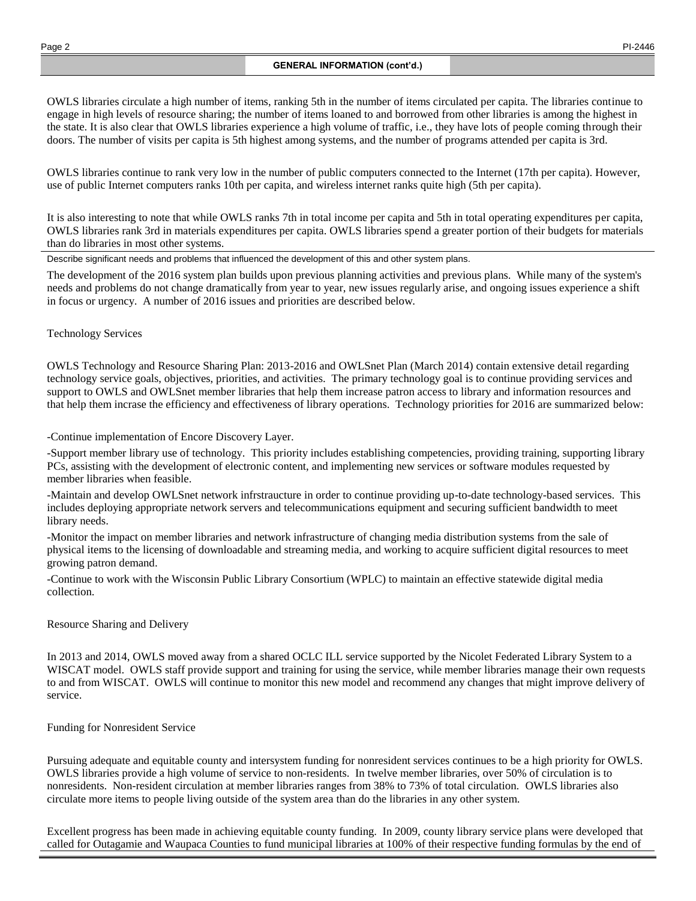## GENERAL INFORMATION (cont'd.)

OWLS libraries circulate a high number of items, ranking 5th in the number of items circulated per capita. The libraries continue to engage in high levels of resource sharing; the number of items loaned to and borrowed from other libraries is among the highest in the state. It is also clear that OWLS libraries experience a high volume of traffic, i.e., they have lots of people coming through their doors. The number of visits per capita is 5th highest among systems, and the number of programs attended per capita is 3rd.

OWLS libraries continue to rank very low in the number of public computers connected to the Internet (17th per capita). However, use of public Internet computers ranks 10th per capita, and wireless internet ranks quite high (5th per capita).

It is also interesting to note that while OWLS ranks 7th in total income per capita and 5th in total operating expenditures per capita, OWLS libraries rank 3rd in materials expenditures per capita. OWLS libraries spend a greater portion of their budgets for materials than do libraries in most other systems.

Describe significant needs and problems that influenced the development of this and other system plans.

The development of the 2016 system plan builds upon previous planning activities and previous plans. While many of the system's needs and problems do not change dramatically from year to year, new issues regularly arise, and ongoing issues experience a shift in focus or urgency. A number of 2016 issues and priorities are described below.

Technology Services

OWLS Technology and Resource Sharing Plan: 2013-2016 and OWLSnet Plan (March 2014) contain extensive detail regarding technology service goals, objectives, priorities, and activities. The primary technology goal is to continue providing services and support to OWLS and OWLSnet member libraries that help them increase patron access to library and information resources and that help them incrase the efficiency and effectiveness of library operations. Technology priorities for 2016 are summarized below:

-Continue implementation of Encore Discovery Layer.

-Support member library use of technology. This priority includes establishing competencies, providing training, supporting library PCs, assisting with the development of electronic content, and implementing new services or software modules requested by member libraries when feasible.

-Maintain and develop OWLSnet network infrstraucture in order to continue providing up-to-date technology-based services. This includes deploying appropriate network servers and telecommunications equipment and securing sufficient bandwidth to meet library needs.

-Monitor the impact on member libraries and network infrastructure of changing media distribution systems from the sale of physical items to the licensing of downloadable and streaming media, and working to acquire sufficient digital resources to meet growing patron demand.

-Continue to work with the Wisconsin Public Library Consortium (WPLC) to maintain an effective statewide digital media collection.

Resource Sharing and Delivery

In 2013 and 2014, OWLS moved away from a shared OCLC ILL service supported by the Nicolet Federated Library System to a WISCAT model. OWLS staff provide support and training for using the service, while member libraries manage their own requests to and from WISCAT. OWLS will continue to monitor this new model and recommend any changes that might improve delivery of service.

Funding for Nonresident Service

Pursuing adequate and equitable county and intersystem funding for nonresident services continues to be a high priority for OWLS. OWLS libraries provide a high volume of service to non-residents. In twelve member libraries, over 50% of circulation is to nonresidents. Non-resident circulation at member libraries ranges from 38% to 73% of total circulation. OWLS libraries also circulate more items to people living outside of the system area than do the libraries in any other system.

Excellent progress has been made in achieving equitable county funding. In 2009, county library service plans were developed that called for Outagamie and Waupaca Counties to fund municipal libraries at 100% of their respective funding formulas by the end of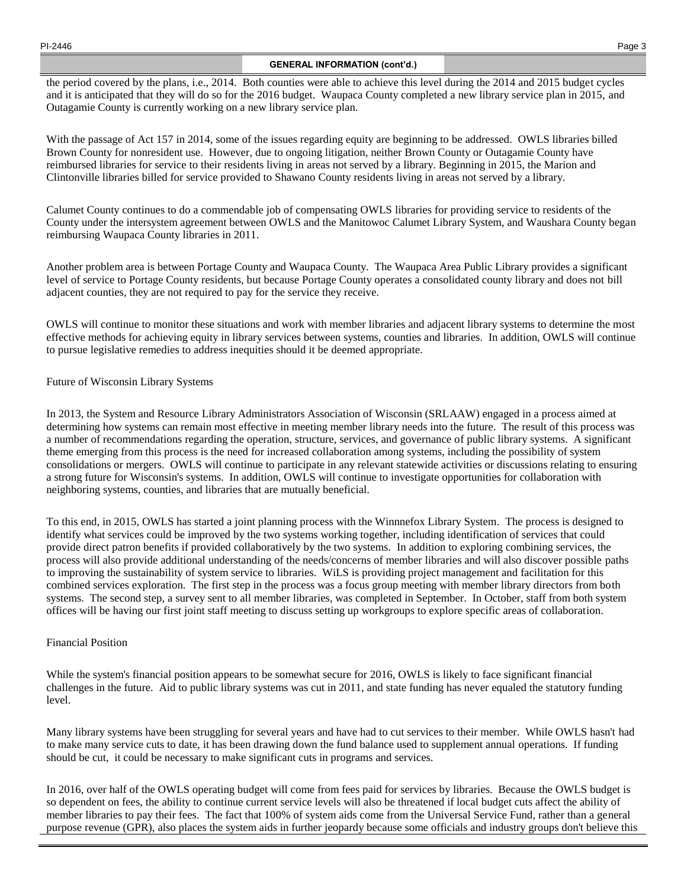## GENERAL INFORMATION (cont'd.)

the period covered by the plans, i.e., 2014. Both counties were able to achieve this level during the 2014 and 2015 budget cycles and it is anticipated that they will do so for the 2016 budget. Waupaca County completed a new library service plan in 2015, and Outagamie County is currently working on a new library service plan.

With the passage of Act 157 in 2014, some of the issues regarding equity are beginning to be addressed. OWLS libraries billed Brown County for nonresident use. However, due to ongoing litigation, neither Brown County or Outagamie County have reimbursed libraries for service to their residents living in areas not served by a library. Beginning in 2015, the Marion and Clintonville libraries billed for service provided to Shawano County residents living in areas not served by a library.

Calumet County continues to do a commendable job of compensating OWLS libraries for providing service to residents of the County under the intersystem agreement between OWLS and the Manitowoc Calumet Library System, and Waushara County began reimbursing Waupaca County libraries in 2011.

Another problem area is between Portage County and Waupaca County. The Waupaca Area Public Library provides a significant level of service to Portage County residents, but because Portage County operates a consolidated county library and does not bill adjacent counties, they are not required to pay for the service they receive.

OWLS will continue to monitor these situations and work with member libraries and adjacent library systems to determine the most effective methods for achieving equity in library services between systems, counties and libraries. In addition, OWLS will continue to pursue legislative remedies to address inequities should it be deemed appropriate.

Future of Wisconsin Library Systems

In 2013, the System and Resource Library Administrators Association of Wisconsin (SRLAAW) engaged in a process aimed at determining how systems can remain most effective in meeting member library needs into the future. The result of this process was a number of recommendations regarding the operation, structure, services, and governance of public library systems. A significant theme emerging from this process is the need for increased collaboration among systems, including the possibility of system consolidations or mergers. OWLS will continue to participate in any relevant statewide activities or discussions relating to ensuring a strong future for Wisconsin's systems. In addition, OWLS will continue to investigate opportunities for collaboration with neighboring systems, counties, and libraries that are mutually beneficial.

To this end, in 2015, OWLS has started a joint planning process with the Winnnefox Library System. The process is designed to identify what services could be improved by the two systems working together, including identification of services that could provide direct patron benefits if provided collaboratively by the two systems. In addition to exploring combining services, the process will also provide additional understanding of the needs/concerns of member libraries and will also discover possible paths to improving the sustainability of system service to libraries. WiLS is providing project management and facilitation for this combined services exploration. The first step in the process was a focus group meeting with member library directors from both systems. The second step, a survey sent to all member libraries, was completed in September. In October, staff from both system offices will be having our first joint staff meeting to discuss setting up workgroups to explore specific areas of collaboration.

Financial Position

While the system's financial position appears to be somewhat secure for 2016, OWLS is likely to face significant financial challenges in the future. Aid to public library systems was cut in 2011, and state funding has never equaled the statutory funding level.

Many library systems have been struggling for several years and have had to cut services to their member. While OWLS hasn't had to make many service cuts to date, it has been drawing down the fund balance used to supplement annual operations. If funding should be cut, it could be necessary to make significant cuts in programs and services.

In 2016, over half of the OWLS operating budget will come from fees paid for services by libraries. Because the OWLS budget is so dependent on fees, the ability to continue current service levels will also be threatened if local budget cuts affect the ability of member libraries to pay their fees. The fact that 100% of system aids come from the Universal Service Fund, rather than a general purpose revenue (GPR), also places the system aids in further jeopardy because some officials and industry groups don't believe this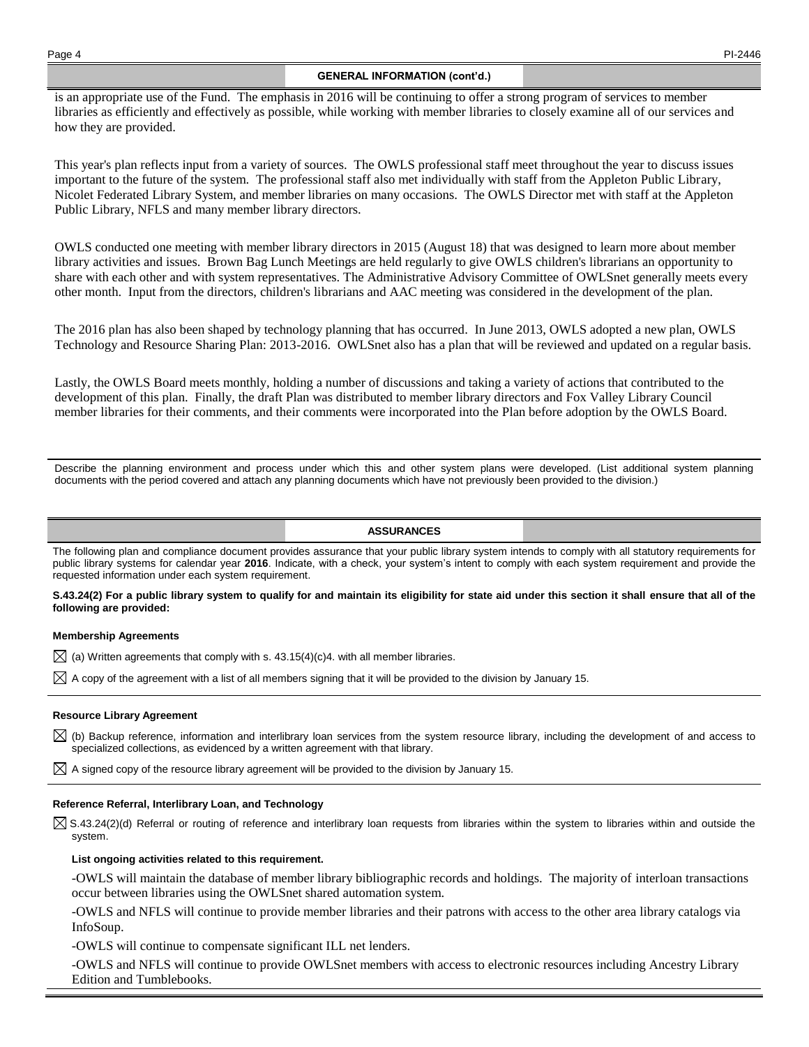## GENERAL INFORMATION (cont'd.)

is an appropriate use of the Fund. The emphasis in 2016 will be continuing to offer a strong program of services to member libraries as efficiently and effectively as possible, while working with member libraries to closely examine all of our services and how they are provided.

This year's plan reflects input from a variety of sources. The OWLS professional staff meet throughout the year to discuss issues important to the future of the system. The professional staff also met individually with staff from the Appleton Public Library, Nicolet Federated Library System, and member libraries on many occasions. The OWLS Director met with staff at the Appleton Public Library, NFLS and many member library directors.

OWLS conducted one meeting with member library directors in 2015 (August 18) that was designed to learn more about member library activities and issues. Brown Bag Lunch Meetings are held regularly to give OWLS children's librarians an opportunity to share with each other and with system representatives. The Administrative Advisory Committee of OWLSnet generally meets every other month. Input from the directors, children's librarians and AAC meeting was considered in the development of the plan.

The 2016 plan has also been shaped by technology planning that has occurred. In June 2013, OWLS adopted a new plan, OWLS Technology and Resource Sharing Plan: 2013-2016. OWLSnet also has a plan that will be reviewed and updated on a regular basis.

Lastly, the OWLS Board meets monthly, holding a number of discussions and taking a variety of actions that contributed to the development of this plan. Finally, the draft Plan was distributed to member library directors and Fox Valley Library Council member libraries for their comments, and their comments were incorporated into the Plan before adoption by the OWLS Board.

Describe the planning environment and process under which this and other system plans were developed. (List additional system planning documents with the period covered and attach any planning documents which have not previously been provided to the division.)

## ASSURANCES

The following plan and compliance document provides assurance that your public library system intends to comply with all statutory requirements for public library systems for calendar year **2016**. Indicate, with a check, your system's intent to comply with each system requirement and provide the requested information under each system requirement.

**S.43.24(2) For a public library system to qualify for and maintain its eligibility for state aid under this section it shall ensure that all of the following are provided:**

### Membership Agreements

☒ (a) Written agreements that comply with s. 43.15(4)(c)4. with all member libraries.

☒ A copy of the agreement with a list of all members signing that it will be provided to the division by January 15.

### Resource Library Agreement

☒ (b) Backup reference, information and interlibrary loan services from the system resource library, including the development of and access to specialized collections, as evidenced by a written agreement with that library.

☒ A signed copy of the resource library agreement will be provided to the division by January 15.

### Reference Referral, Interlibrary Loan, and Technology

☒ S.43.24(2)(d) Referral or routing of reference and interlibrary loan requests from libraries within the system to libraries within and outside the system.

**List ongoing activities related to this requirement.**

-OWLS will maintain the database of member library bibliographic records and holdings. The majority of interloan transactions occur between libraries using the OWLSnet shared automation system.

-OWLS and NFLS will continue to provide member libraries and their patrons with access to the other area library catalogs via InfoSoup.

-OWLS will continue to compensate significant ILL net lenders.

-OWLS and NFLS will continue to provide OWLSnet members with access to electronic resources including Ancestry Library Edition and Tumblebooks.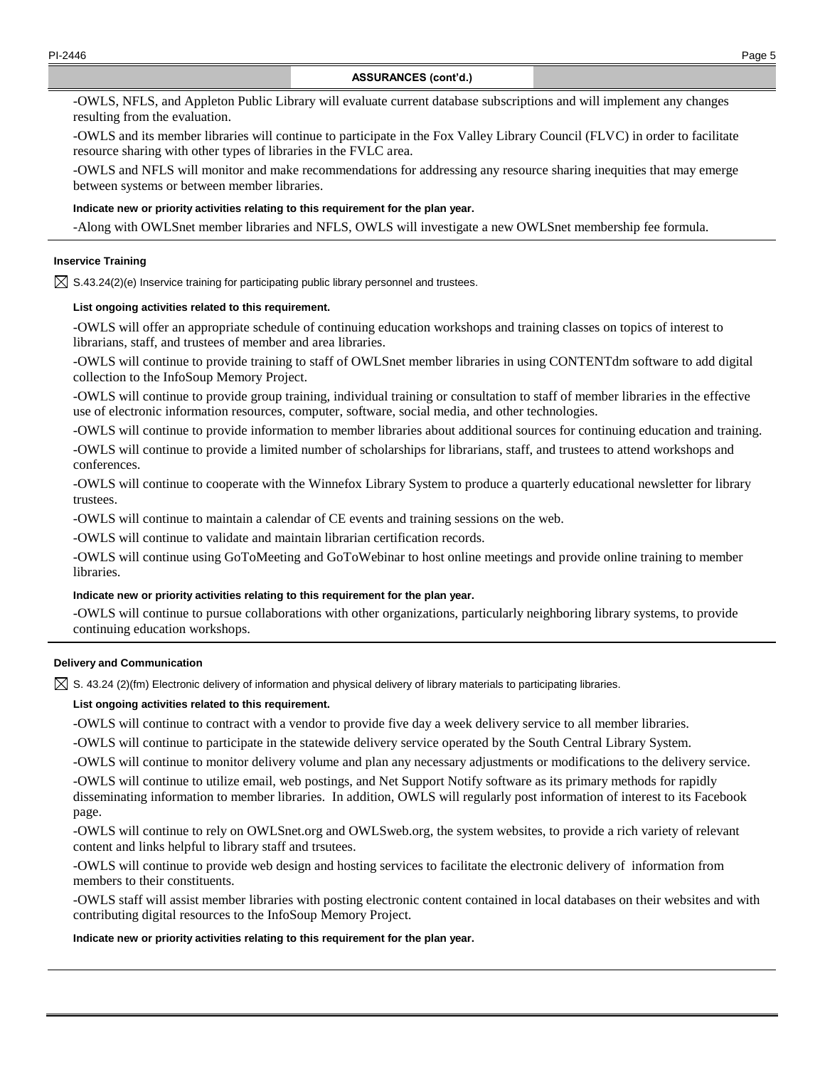## ASSURANCES (cont'd.)

-OWLS, NFLS, and Appleton Public Library will evaluate current database subscriptions and will implement any changes resulting from the evaluation.

-OWLS and its member libraries will continue to participate in the Fox Valley Library Council (FLVC) in order to facilitate resource sharing with other types of libraries in the FVLC area.

-OWLS and NFLS will monitor and make recommendations for addressing any resource sharing inequities that may emerge between systems or between member libraries.

**Indicate new or priority activities relating to this requirement for the plan year.**

-Along with OWLSnet member libraries and NFLS, OWLS will investigate a new OWLSnet membership fee formula.

### Inservice Training

☒ S.43.24(2)(e) Inservice training for participating public library personnel and trustees.

**List ongoing activities related to this requirement.**

-OWLS will offer an appropriate schedule of continuing education workshops and training classes on topics of interest to librarians, staff, and trustees of member and area libraries.

-OWLS will continue to provide training to staff of OWLSnet member libraries in using CONTENTdm software to add digital collection to the InfoSoup Memory Project.

-OWLS will continue to provide group training, individual training or consultation to staff of member libraries in the effective use of electronic information resources, computer, software, social media, and other technologies.

-OWLS will continue to provide information to member libraries about additional sources for continuing education and training.

-OWLS will continue to provide a limited number of scholarships for librarians, staff, and trustees to attend workshops and conferences.

-OWLS will continue to cooperate with the Winnefox Library System to produce a quarterly educational newsletter for library trustees.

-OWLS will continue to maintain a calendar of CE events and training sessions on the web.

-OWLS will continue to validate and maintain librarian certification records.

-OWLS will continue using GoToMeeting and GoToWebinar to host online meetings and provide online training to member libraries.

**Indicate new or priority activities relating to this requirement for the plan year.**

-OWLS will continue to pursue collaborations with other organizations, particularly neighboring library systems, to provide continuing education workshops.

### Delivery and Communication

☒ S. 43.24 (2)(fm) Electronic delivery of information and physical delivery of library materials to participating libraries.

**List ongoing activities related to this requirement.**

-OWLS will continue to contract with a vendor to provide five day a week delivery service to all member libraries.

-OWLS will continue to participate in the statewide delivery service operated by the South Central Library System.

-OWLS will continue to monitor delivery volume and plan any necessary adjustments or modifications to the delivery service.

-OWLS will continue to utilize email, web postings, and Net Support Notify software as its primary methods for rapidly disseminating information to member libraries. In addition, OWLS will regularly post information of interest to its Facebook page.

-OWLS will continue to rely on OWLSnet.org and OWLSweb.org, the system websites, to provide a rich variety of relevant content and links helpful to library staff and trsutees.

-OWLS will continue to provide web design and hosting services to facilitate the electronic delivery of information from members to their constituents.

-OWLS staff will assist member libraries with posting electronic content contained in local databases on their websites and with contributing digital resources to the InfoSoup Memory Project.

**Indicate new or priority activities relating to this requirement for the plan year.**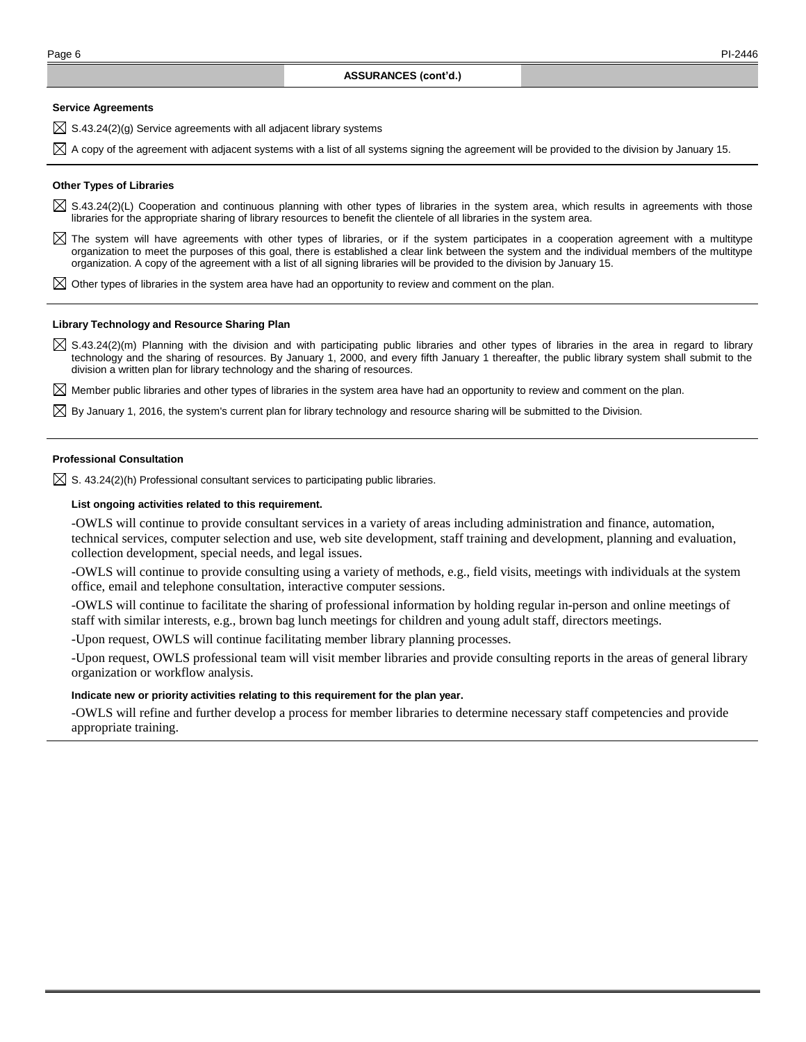## ASSURANCES (cont'd.)

### Service Agreements

☒ S.43.24(2)(g) Service agreements with all adjacent library systems

☒ A copy of the agreement with adjacent systems with a list of all systems signing the agreement will be provided to the division by January 15.

### Other Types of Libraries

☒ S.43.24(2)(L) Cooperation and continuous planning with other types of libraries in the system area, which results in agreements with those libraries for the appropriate sharing of library resources to benefit the clientele of all libraries in the system area.

☒ The system will have agreements with other types of libraries, or if the system participates in a cooperation agreement with a multitype organization to meet the purposes of this goal, there is established a clear link between the system and the individual members of the multitype organization. A copy of the agreement with a list of all signing libraries will be provided to the division by January 15.

☒ Other types of libraries in the system area have had an opportunity to review and comment on the plan.

### Library Technology and Resource Sharing Plan

☒ S.43.24(2)(m) Planning with the division and with participating public libraries and other types of libraries in the area in regard to library technology and the sharing of resources. By January 1, 2000, and every fifth January 1 thereafter, the public library system shall submit to the division a written plan for library technology and the sharing of resources.

☒ Member public libraries and other types of libraries in the system area have had an opportunity to review and comment on the plan.

☒ By January 1, 2016, the system's current plan for library technology and resource sharing will be submitted to the Division.

### Professional Consultation

☒ S. 43.24(2)(h) Professional consultant services to participating public libraries.

**List ongoing activities related to this requirement.**

-OWLS will continue to provide consultant services in a variety of areas including administration and finance, automation, technical services, computer selection and use, web site development, staff training and development, planning and evaluation, collection development, special needs, and legal issues.

-OWLS will continue to provide consulting using a variety of methods, e.g., field visits, meetings with individuals at the system office, email and telephone consultation, interactive computer sessions.

-OWLS will continue to facilitate the sharing of professional information by holding regular in-person and online meetings of staff with similar interests, e.g., brown bag lunch meetings for children and young adult staff, directors meetings.

-Upon request, OWLS will continue facilitating member library planning processes.

-Upon request, OWLS professional team will visit member libraries and provide consulting reports in the areas of general library organization or workflow analysis.

**Indicate new or priority activities relating to this requirement for the plan year.**

-OWLS will refine and further develop a process for member libraries to determine necessary staff competencies and provide appropriate training.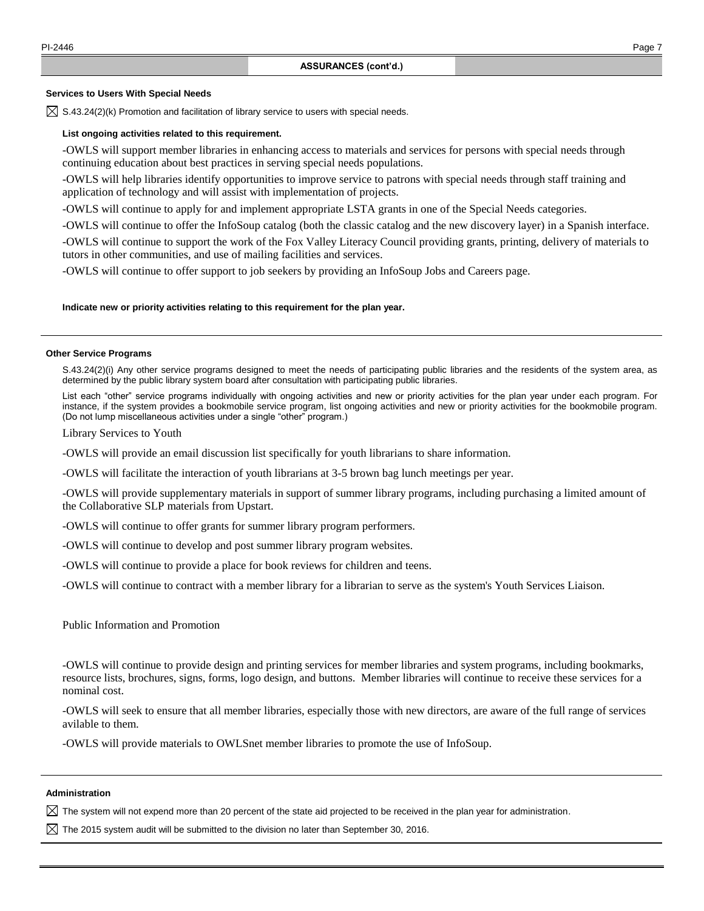## ASSURANCES (cont'd.)

### Services to Users With Special Needs

☒ S.43.24(2)(k) Promotion and facilitation of library service to users with special needs.

**List ongoing activities related to this requirement.**

-OWLS will support member libraries in enhancing access to materials and services for persons with special needs through continuing education about best practices in serving special needs populations.

-OWLS will help libraries identify opportunities to improve service to patrons with special needs through staff training and application of technology and will assist with implementation of projects.

-OWLS will continue to apply for and implement appropriate LSTA grants in one of the Special Needs categories.

-OWLS will continue to offer the InfoSoup catalog (both the classic catalog and the new discovery layer) in a Spanish interface.

-OWLS will continue to support the work of the Fox Valley Literacy Council providing grants, printing, delivery of materials to tutors in other communities, and use of mailing facilities and services.

-OWLS will continue to offer support to job seekers by providing an InfoSoup Jobs and Careers page.

**Indicate new or priority activities relating to this requirement for the plan year.**

---

### Other Service Programs

S.43.24(2)(i) Any other service programs designed to meet the needs of participating public libraries and the residents of the system area, as determined by the public library system board after consultation with participating public libraries.

List each "other" service programs individually with ongoing activities and new or priority activities for the plan year under each program. For instance, if the system provides a bookmobile service program, list ongoing activities and new or priority activities for the bookmobile program. (Do not lump miscellaneous activities under a single "other" program.)

Library Services to Youth

-OWLS will provide an email discussion list specifically for youth librarians to share information.

-OWLS will facilitate the interaction of youth librarians at 3-5 brown bag lunch meetings per year.

-OWLS will provide supplementary materials in support of summer library programs, including purchasing a limited amount of the Collaborative SLP materials from Upstart.

-OWLS will continue to offer grants for summer library program performers.

-OWLS will continue to develop and post summer library program websites.

-OWLS will continue to provide a place for book reviews for children and teens.

-OWLS will continue to contract with a member library for a librarian to serve as the system's Youth Services Liaison.

Public Information and Promotion

-OWLS will continue to provide design and printing services for member libraries and system programs, including bookmarks, resource lists, brochures, signs, forms, logo design, and buttons. Member libraries will continue to receive these services for a nominal cost.

-OWLS will seek to ensure that all member libraries, especially those with new directors, are aware of the full range of services avilable to them.

-OWLS will provide materials to OWLSnet member libraries to promote the use of InfoSoup.

---

### Administration

☒ The system will not expend more than 20 percent of the state aid projected to be received in the plan year for administration.

☒ The 2015 system audit will be submitted to the division no later than September 30, 2016.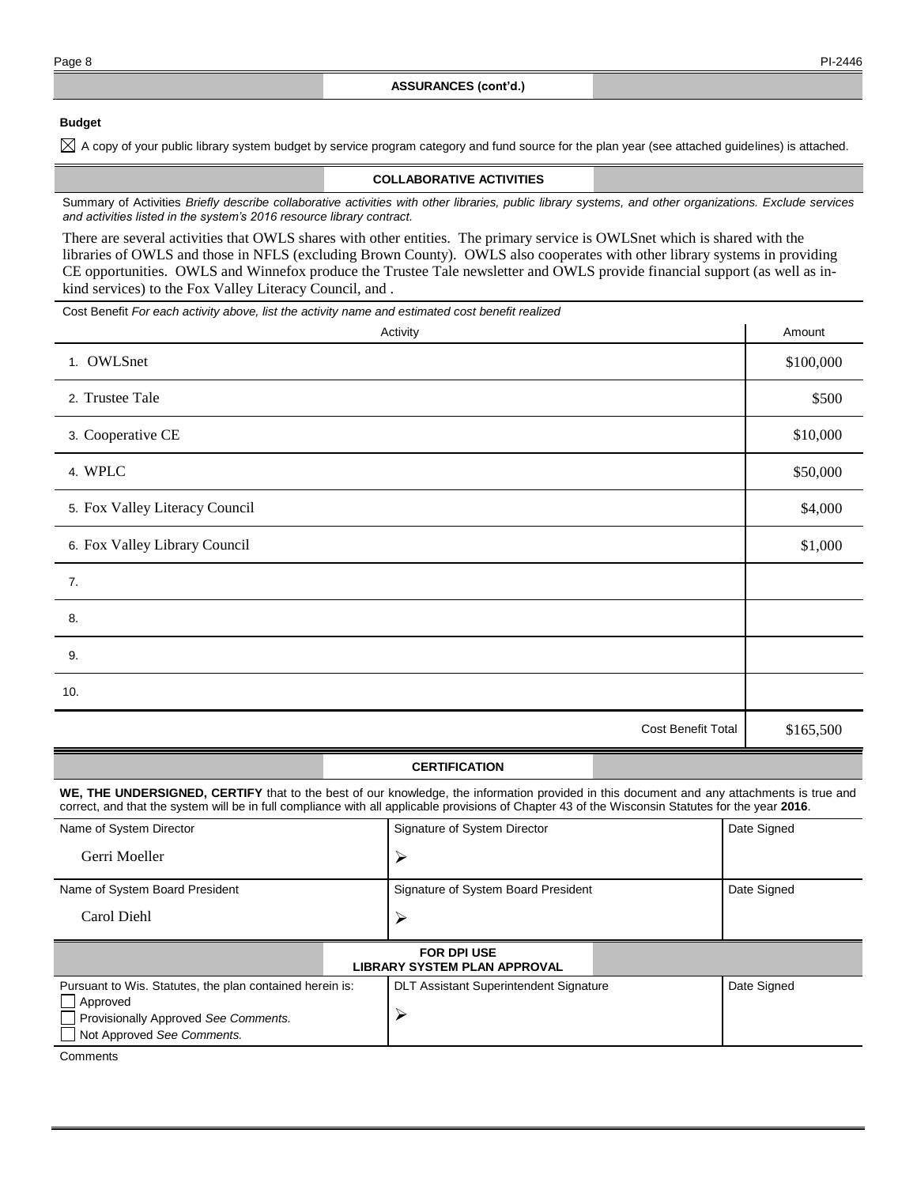## ASSURANCES (cont'd.)

**Budget**

☒ A copy of your public library system budget by service program category and fund source for the plan year (see attached guidelines) is attached.

## COLLABORATIVE ACTIVITIES

Summary of Activities *Briefly describe collaborative activities with other libraries, public library systems, and other organizations. Exclude services and activities listed in the system's 2016 resource library contract.*

There are several activities that OWLS shares with other entities. The primary service is OWLSnet which is shared with the libraries of OWLS and those in NFLS (excluding Brown County). OWLS also cooperates with other library systems in providing CE opportunities. OWLS and Winnefox produce the Trustee Tale newsletter and OWLS provide financial support (as well as in-kind services) to the Fox Valley Literacy Council, and .

Cost Benefit *For each activity above, list the activity name and estimated cost benefit realized*

| Activity | Amount |
|---|---|
| 1. OWLSnet | $100,000 |
| 2. Trustee Tale | $500 |
| 3. Cooperative CE | $10,000 |
| 4. WPLC | $50,000 |
| 5. Fox Valley Literacy Council | $4,000 |
| 6. Fox Valley Library Council | $1,000 |
| 7. | |
| 8. | |
| 9. | |
| 10. | |
| Cost Benefit Total | $165,500 |

## CERTIFICATION

**WE, THE UNDERSIGNED, CERTIFY** that to the best of our knowledge, the information provided in this document and any attachments is true and correct, and that the system will be in full compliance with all applicable provisions of Chapter 43 of the Wisconsin Statutes for the year **2016**.

| Name of System Director | Signature of System Director | Date Signed |
|---|---|---|
| Gerri Moeller | ➢ | |

| Name of System Board President | Signature of System Board President | Date Signed |
|---|---|---|
| Carol Diehl | ➢ | |

## FOR DPI USE
## LIBRARY SYSTEM PLAN APPROVAL

| Pursuant to Wis. Statutes, the plan contained herein is: | DLT Assistant Superintendent Signature | Date Signed |
|---|---|---|
| ☐ Approved<br>☐ Provisionally Approved *See Comments.*<br>☐ Not Approved *See Comments.* | ➢ | |

Comments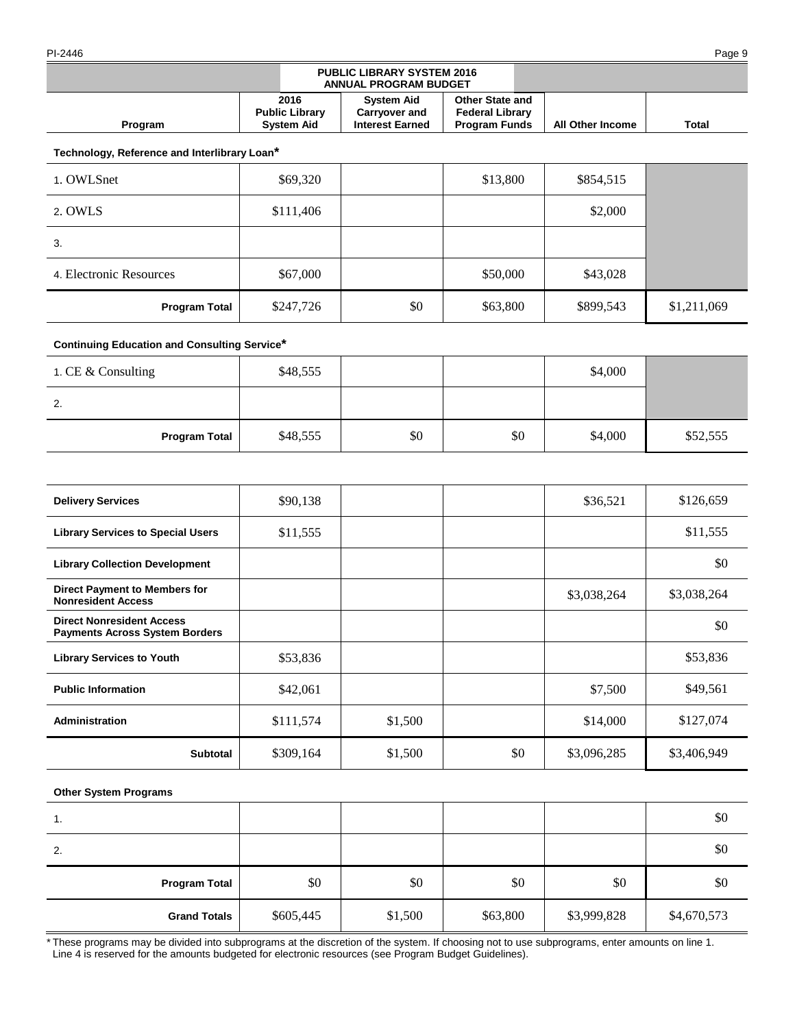## PUBLIC LIBRARY SYSTEM 2016 ANNUAL PROGRAM BUDGET

| Program | 2016 Public Library System Aid | System Aid Carryover and Interest Earned | Other State and Federal Library Program Funds | All Other Income | Total |
|---|---|---|---|---|---|
| **Technology, Reference and Interlibrary Loan*** | | | | | |
| 1. OWLSnet | $69,320 | | $13,800 | $854,515 | |
| 2. OWLS | $111,406 | | | $2,000 | |
| 3. | | | | | |
| 4. Electronic Resources | $67,000 | | $50,000 | $43,028 | |
| **Program Total** | $247,726 | $0 | $63,800 | $899,543 | $1,211,069 |
| **Continuing Education and Consulting Service*** | | | | | |
| 1. CE & Consulting | $48,555 | | | $4,000 | |
| 2. | | | | | |
| **Program Total** | $48,555 | $0 | $0 | $4,000 | $52,555 |
| **Delivery Services** | $90,138 | | | $36,521 | $126,659 |
| **Library Services to Special Users** | $11,555 | | | | $11,555 |
| **Library Collection Development** | | | | | $0 |
| **Direct Payment to Members for Nonresident Access** | | | | $3,038,264 | $3,038,264 |
| **Direct Nonresident Access Payments Across System Borders** | | | | | $0 |
| **Library Services to Youth** | $53,836 | | | | $53,836 |
| **Public Information** | $42,061 | | | $7,500 | $49,561 |
| **Administration** | $111,574 | $1,500 | | $14,000 | $127,074 |
| **Subtotal** | $309,164 | $1,500 | $0 | $3,096,285 | $3,406,949 |
| **Other System Programs** | | | | | |
| 1. | | | | | $0 |
| 2. | | | | | $0 |
| **Program Total** | $0 | $0 | $0 | $0 | $0 |
| **Grand Totals** | $605,445 | $1,500 | $63,800 | $3,999,828 | $4,670,573 |

* These programs may be divided into subprograms at the discretion of the system. If choosing not to use subprograms, enter amounts on line 1. Line 4 is reserved for the amounts budgeted for electronic resources (see Program Budget Guidelines).